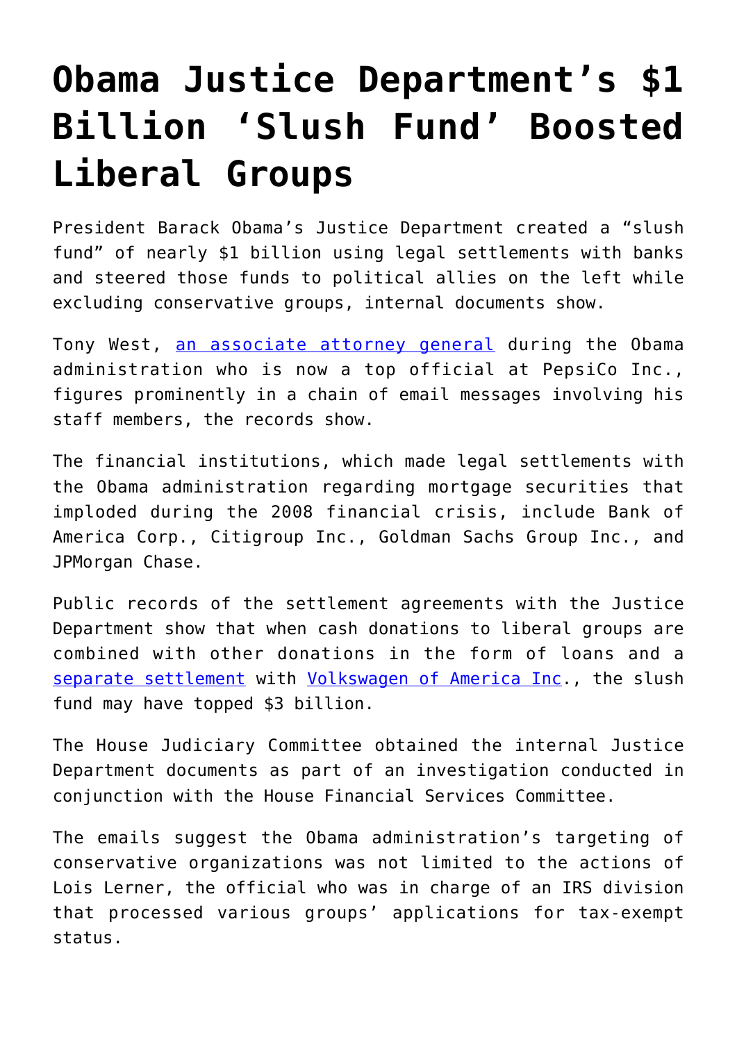# Obama Justice Department's $1 Billion 'Slush Fund' Boosted Liberal Groups

President Barack Obama's Justice Department created a "slush fund" of nearly $1 billion using legal settlements with banks and steered those funds to political allies on the left while excluding conservative groups, internal documents show.

Tony West, [an associate attorney general](https://www.justice.gov/archives/asg/staff-profile/meet-associate-attorney-general) during the Obama administration who is now a top official at PepsiCo Inc., figures prominently in a chain of email messages involving his staff members, the records show.

The financial institutions, which made legal settlements with the Obama administration regarding mortgage securities that imploded during the 2008 financial crisis, include Bank of America Corp., Citigroup Inc., Goldman Sachs Group Inc., and JPMorgan Chase.

Public records of the settlement agreements with the Justice Department show that when cash donations to liberal groups are combined with other donations in the form of loans and a [separate settlement](https://www.justice.gov/opa/pr/volkswagen-spend-147-billion-settle-allegations-cheating-emissions-tests-and-deceiving) with [Volkswagen of America Inc](https://www.justice.gov/opa/pr/volkswagen-spend-147-billion-settle-allegations-cheating-emissions-tests-and-deceiving)., the slush fund may have topped $3 billion.

The House Judiciary Committee obtained the internal Justice Department documents as part of an investigation conducted in conjunction with the House Financial Services Committee.

The emails suggest the Obama administration's targeting of conservative organizations was not limited to the actions of Lois Lerner, the official who was in charge of an IRS division that processed various groups' applications for tax-exempt status.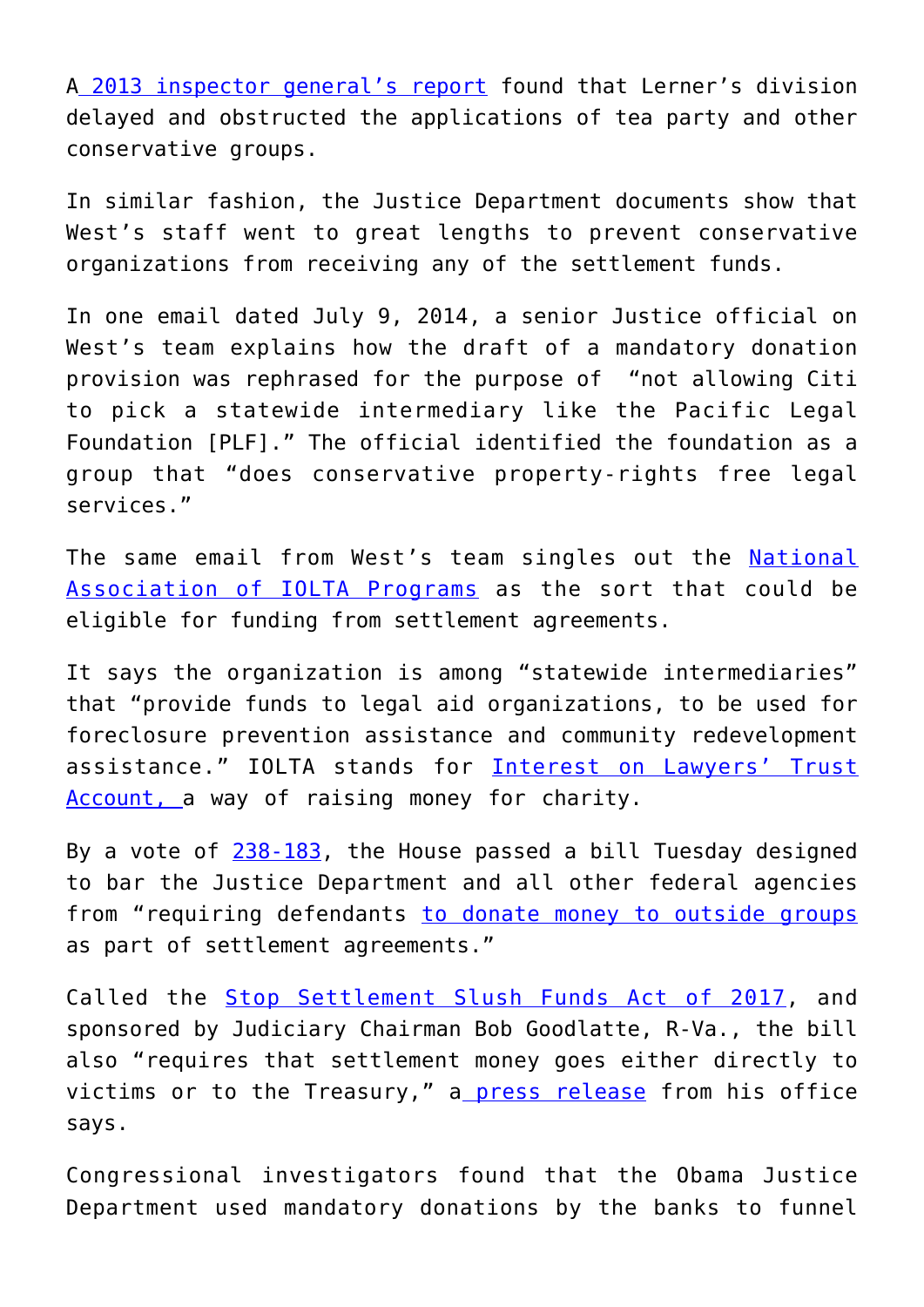A [2013 inspector general's report](#) found that Lerner's division delayed and obstructed the applications of tea party and other conservative groups.

In similar fashion, the Justice Department documents show that West's staff went to great lengths to prevent conservative organizations from receiving any of the settlement funds.

In one email dated July 9, 2014, a senior Justice official on West's team explains how the draft of a mandatory donation provision was rephrased for the purpose of "not allowing Citi to pick a statewide intermediary like the Pacific Legal Foundation [PLF]." The official identified the foundation as a group that "does conservative property-rights free legal services."

The same email from West's team singles out the [National Association of IOLTA Programs](#) as the sort that could be eligible for funding from settlement agreements.

It says the organization is among "statewide intermediaries" that "provide funds to legal aid organizations, to be used for foreclosure prevention assistance and community redevelopment assistance." IOLTA stands for [Interest on Lawyers' Trust Account,](#) a way of raising money for charity.

By a vote of [238-183](#), the House passed a bill Tuesday designed to bar the Justice Department and all other federal agencies from "requiring defendants [to donate money to outside groups](#) as part of settlement agreements."

Called the [Stop Settlement Slush Funds Act of 2017](#), and sponsored by Judiciary Chairman Bob Goodlatte, R-Va., the bill also "requires that settlement money goes either directly to victims or to the Treasury," a [press release](#) from his office says.

Congressional investigators found that the Obama Justice Department used mandatory donations by the banks to funnel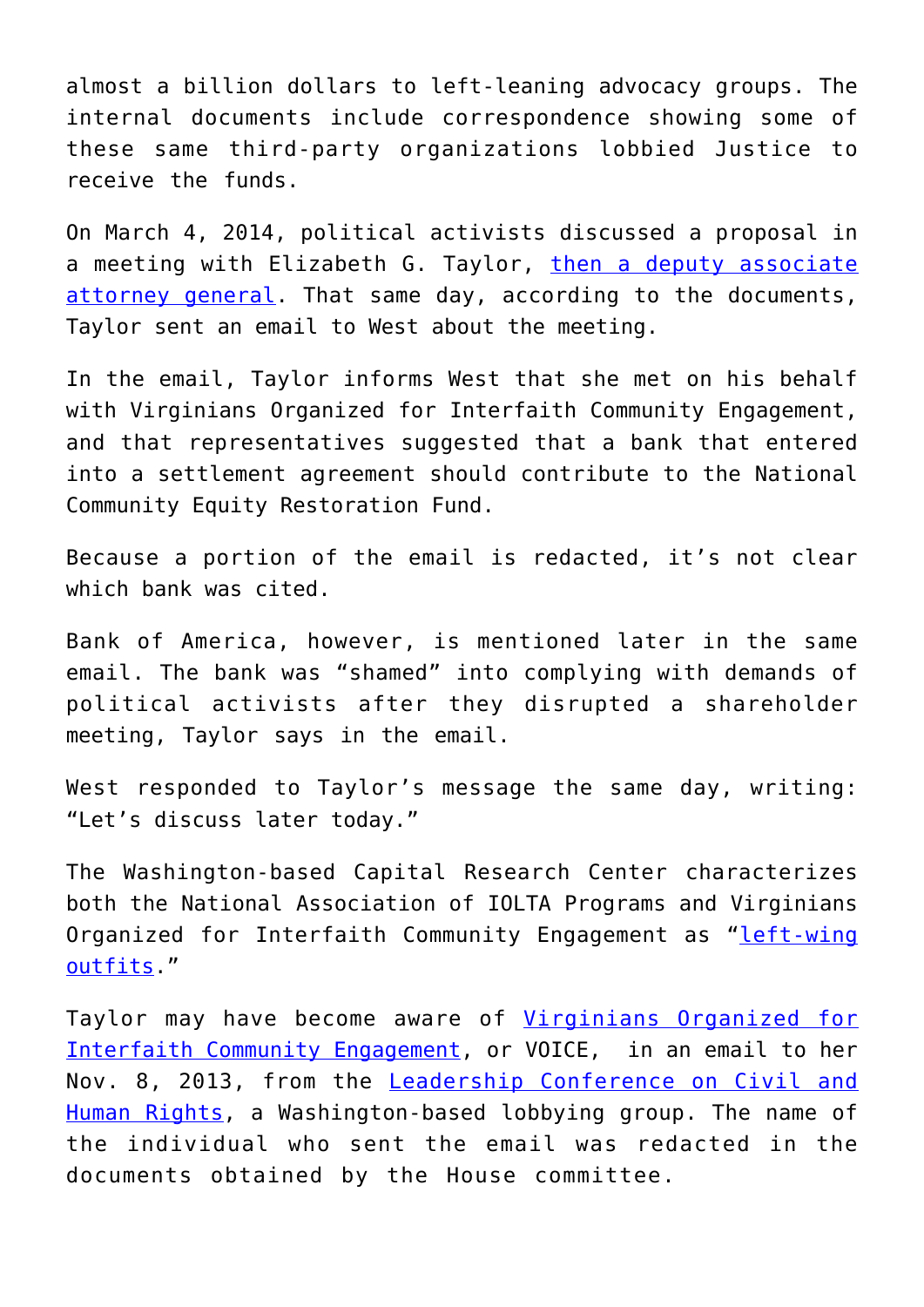almost a billion dollars to left-leaning advocacy groups. The internal documents include correspondence showing some of these same third-party organizations lobbied Justice to receive the funds.

On March 4, 2014, political activists discussed a proposal in a meeting with Elizabeth G. Taylor, then a deputy associate attorney general. That same day, according to the documents, Taylor sent an email to West about the meeting.

In the email, Taylor informs West that she met on his behalf with Virginians Organized for Interfaith Community Engagement, and that representatives suggested that a bank that entered into a settlement agreement should contribute to the National Community Equity Restoration Fund.

Because a portion of the email is redacted, it's not clear which bank was cited.

Bank of America, however, is mentioned later in the same email. The bank was "shamed" into complying with demands of political activists after they disrupted a shareholder meeting, Taylor says in the email.

West responded to Taylor's message the same day, writing: "Let's discuss later today."

The Washington-based Capital Research Center characterizes both the National Association of IOLTA Programs and Virginians Organized for Interfaith Community Engagement as "left-wing outfits."

Taylor may have become aware of Virginians Organized for Interfaith Community Engagement, or VOICE, in an email to her Nov. 8, 2013, from the Leadership Conference on Civil and Human Rights, a Washington-based lobbying group. The name of the individual who sent the email was redacted in the documents obtained by the House committee.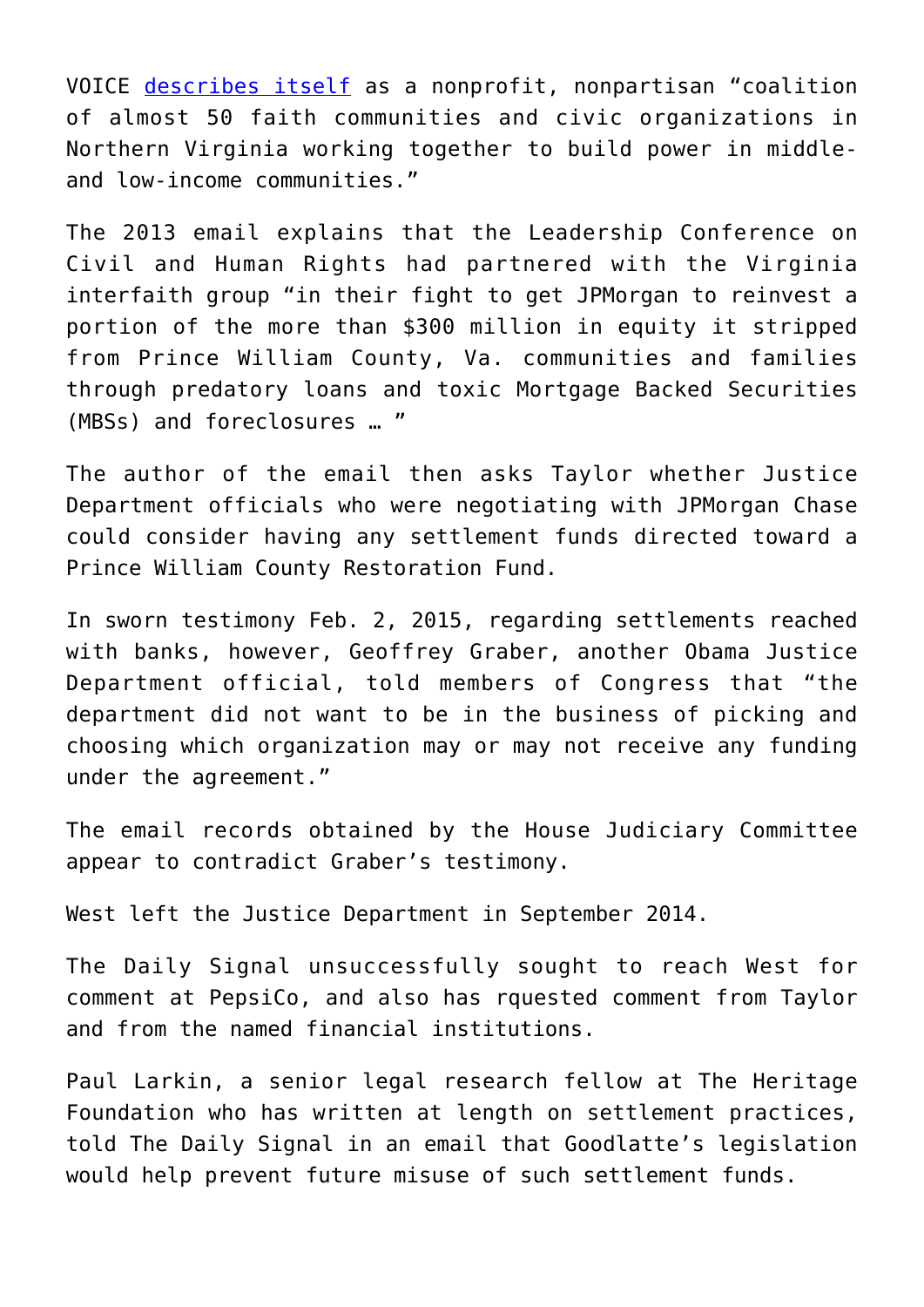VOICE [describes itself] as a nonprofit, nonpartisan "coalition of almost 50 faith communities and civic organizations in Northern Virginia working together to build power in middle- and low-income communities."

The 2013 email explains that the Leadership Conference on Civil and Human Rights had partnered with the Virginia interfaith group "in their fight to get JPMorgan to reinvest a portion of the more than $300 million in equity it stripped from Prince William County, Va. communities and families through predatory loans and toxic Mortgage Backed Securities (MBSs) and foreclosures … "

The author of the email then asks Taylor whether Justice Department officials who were negotiating with JPMorgan Chase could consider having any settlement funds directed toward a Prince William County Restoration Fund.

In sworn testimony Feb. 2, 2015, regarding settlements reached with banks, however, Geoffrey Graber, another Obama Justice Department official, told members of Congress that "the department did not want to be in the business of picking and choosing which organization may or may not receive any funding under the agreement."

The email records obtained by the House Judiciary Committee appear to contradict Graber's testimony.

West left the Justice Department in September 2014.

The Daily Signal unsuccessfully sought to reach West for comment at PepsiCo, and also has rquested comment from Taylor and from the named financial institutions.

Paul Larkin, a senior legal research fellow at The Heritage Foundation who has written at length on settlement practices, told The Daily Signal in an email that Goodlatte's legislation would help prevent future misuse of such settlement funds.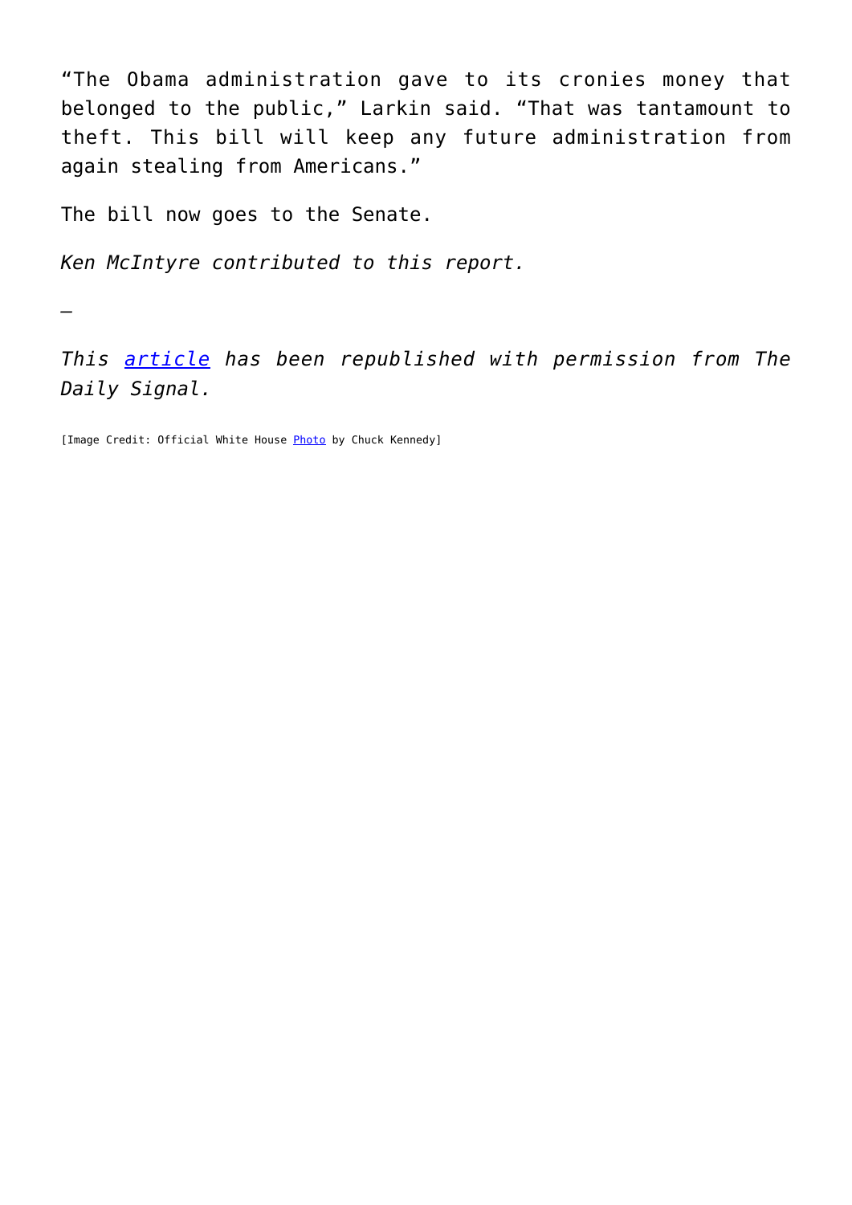"The Obama administration gave to its cronies money that belonged to the public," Larkin said. "That was tantamount to theft. This bill will keep any future administration from again stealing from Americans."

The bill now goes to the Senate.

*Ken McIntyre contributed to this report.*

—

*This article has been republished with permission from The Daily Signal.*

[Image Credit: Official White House Photo by Chuck Kennedy]